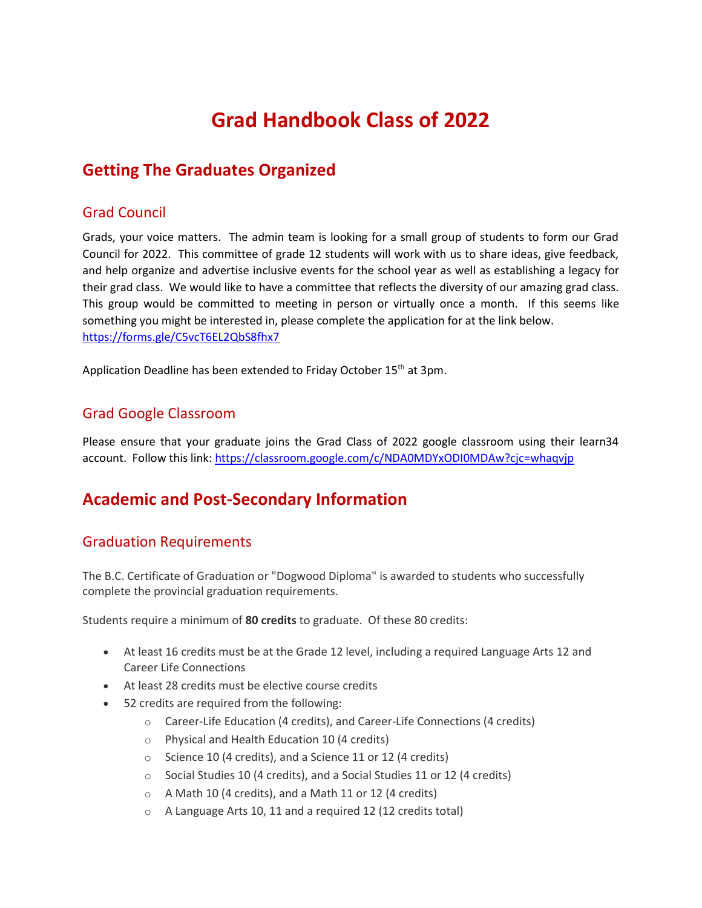# Grad Handbook Class of 2022

## Getting The Graduates Organized

### Grad Council

Grads, your voice matters. The admin team is looking for a small group of students to form our Grad Council for 2022. This committee of grade 12 students will work with us to share ideas, give feedback, and help organize and advertise inclusive events for the school year as well as establishing a legacy for their grad class. We would like to have a committee that reflects the diversity of our amazing grad class. This group would be committed to meeting in person or virtually once a month. If this seems like something you might be interested in, please complete the application for at the link below.
https://forms.gle/C5vcT6EL2QbS8fhx7

Application Deadline has been extended to Friday October 15th at 3pm.

### Grad Google Classroom

Please ensure that your graduate joins the Grad Class of 2022 google classroom using their learn34 account. Follow this link: https://classroom.google.com/c/NDA0MDYxODI0MDAw?cjc=whaqvjp

## Academic and Post-Secondary Information

### Graduation Requirements

The B.C. Certificate of Graduation or "Dogwood Diploma" is awarded to students who successfully complete the provincial graduation requirements.

Students require a minimum of **80 credits** to graduate. Of these 80 credits:

- At least 16 credits must be at the Grade 12 level, including a required Language Arts 12 and Career Life Connections
- At least 28 credits must be elective course credits
- 52 credits are required from the following:
  - Career-Life Education (4 credits), and Career-Life Connections (4 credits)
  - Physical and Health Education 10 (4 credits)
  - Science 10 (4 credits), and a Science 11 or 12 (4 credits)
  - Social Studies 10 (4 credits), and a Social Studies 11 or 12 (4 credits)
  - A Math 10 (4 credits), and a Math 11 or 12 (4 credits)
  - A Language Arts 10, 11 and a required 12 (12 credits total)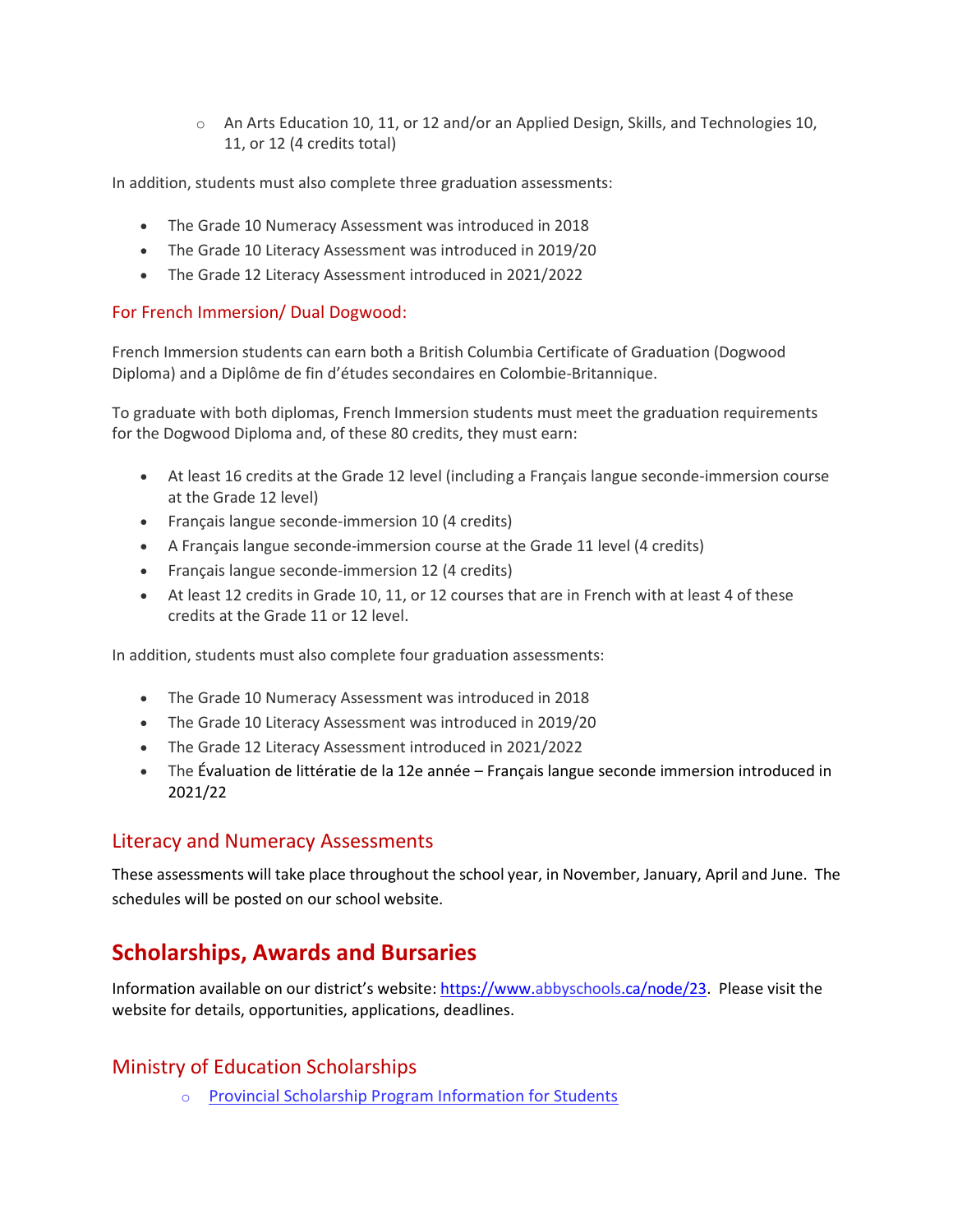- An Arts Education 10, 11, or 12 and/or an Applied Design, Skills, and Technologies 10, 11, or 12 (4 credits total)

In addition, students must also complete three graduation assessments:

- The Grade 10 Numeracy Assessment was introduced in 2018
- The Grade 10 Literacy Assessment was introduced in 2019/20
- The Grade 12 Literacy Assessment introduced in 2021/2022

### For French Immersion/ Dual Dogwood:

French Immersion students can earn both a British Columbia Certificate of Graduation (Dogwood Diploma) and a Diplôme de fin d'études secondaires en Colombie-Britannique.

To graduate with both diplomas, French Immersion students must meet the graduation requirements for the Dogwood Diploma and, of these 80 credits, they must earn:

- At least 16 credits at the Grade 12 level (including a Français langue seconde-immersion course at the Grade 12 level)
- Français langue seconde-immersion 10 (4 credits)
- A Français langue seconde-immersion course at the Grade 11 level (4 credits)
- Français langue seconde-immersion 12 (4 credits)
- At least 12 credits in Grade 10, 11, or 12 courses that are in French with at least 4 of these credits at the Grade 11 or 12 level.

In addition, students must also complete four graduation assessments:

- The Grade 10 Numeracy Assessment was introduced in 2018
- The Grade 10 Literacy Assessment was introduced in 2019/20
- The Grade 12 Literacy Assessment introduced in 2021/2022
- The Évaluation de littératie de la 12e année – Français langue seconde immersion introduced in 2021/22

## Literacy and Numeracy Assessments

These assessments will take place throughout the school year, in November, January, April and June. The schedules will be posted on our school website.

# Scholarships, Awards and Bursaries

Information available on our district's website: https://www.abbyschools.ca/node/23. Please visit the website for details, opportunities, applications, deadlines.

## Ministry of Education Scholarships

- Provincial Scholarship Program Information for Students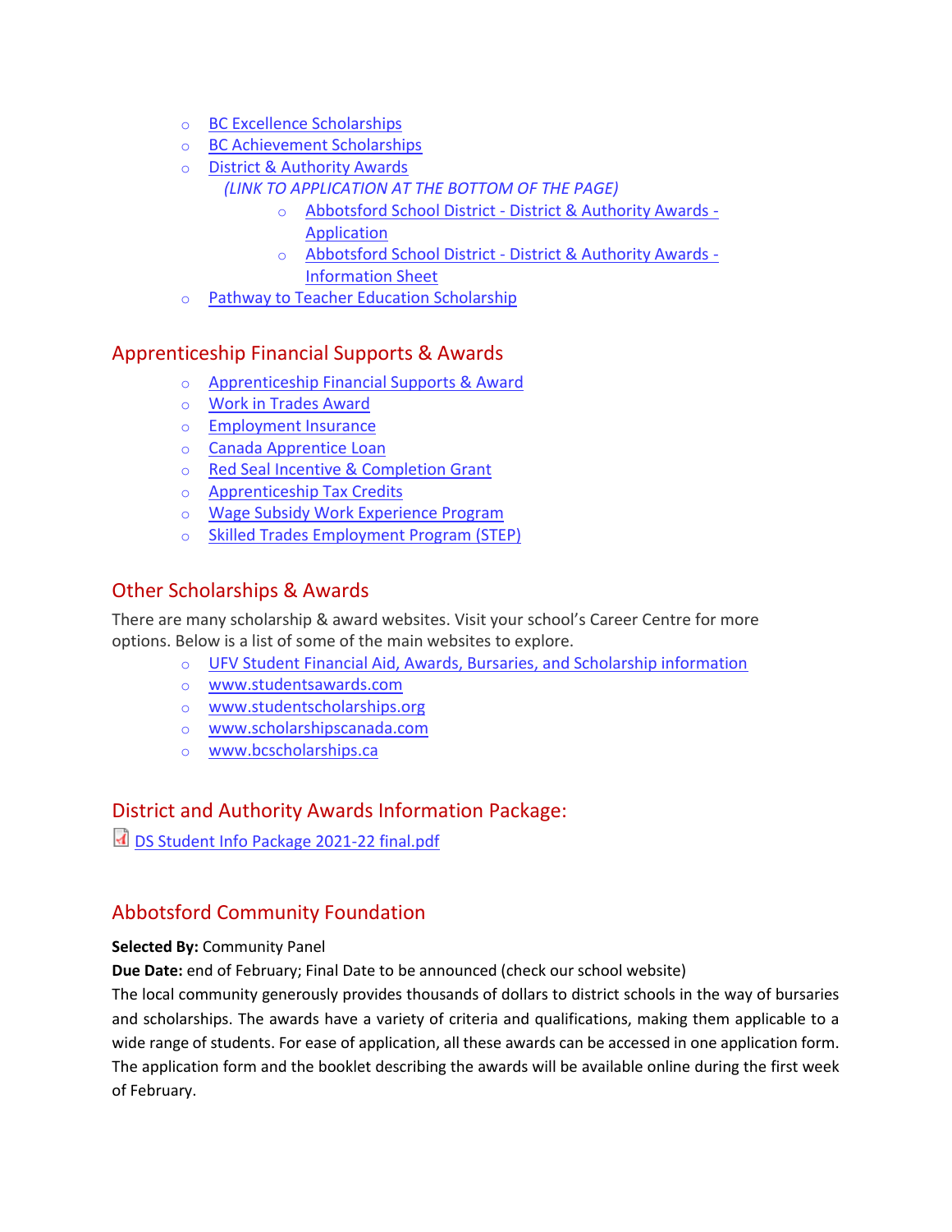- BC Excellence Scholarships
- BC Achievement Scholarships
- District & Authority Awards
  *(LINK TO APPLICATION AT THE BOTTOM OF THE PAGE)*
    - Abbotsford School District - District & Authority Awards - Application
    - Abbotsford School District - District & Authority Awards - Information Sheet
- Pathway to Teacher Education Scholarship

## Apprenticeship Financial Supports & Awards

- Apprenticeship Financial Supports & Award
- Work in Trades Award
- Employment Insurance
- Canada Apprentice Loan
- Red Seal Incentive & Completion Grant
- Apprenticeship Tax Credits
- Wage Subsidy Work Experience Program
- Skilled Trades Employment Program (STEP)

## Other Scholarships & Awards

There are many scholarship & award websites. Visit your school's Career Centre for more options. Below is a list of some of the main websites to explore.

- UFV Student Financial Aid, Awards, Bursaries, and Scholarship information
- www.studentsawards.com
- www.studentscholarships.org
- www.scholarshipscanada.com
- www.bcscholarships.ca

## District and Authority Awards Information Package:

DS Student Info Package 2021-22 final.pdf

## Abbotsford Community Foundation

**Selected By:** Community Panel
**Due Date:** end of February; Final Date to be announced (check our school website)
The local community generously provides thousands of dollars to district schools in the way of bursaries and scholarships. The awards have a variety of criteria and qualifications, making them applicable to a wide range of students. For ease of application, all these awards can be accessed in one application form. The application form and the booklet describing the awards will be available online during the first week of February.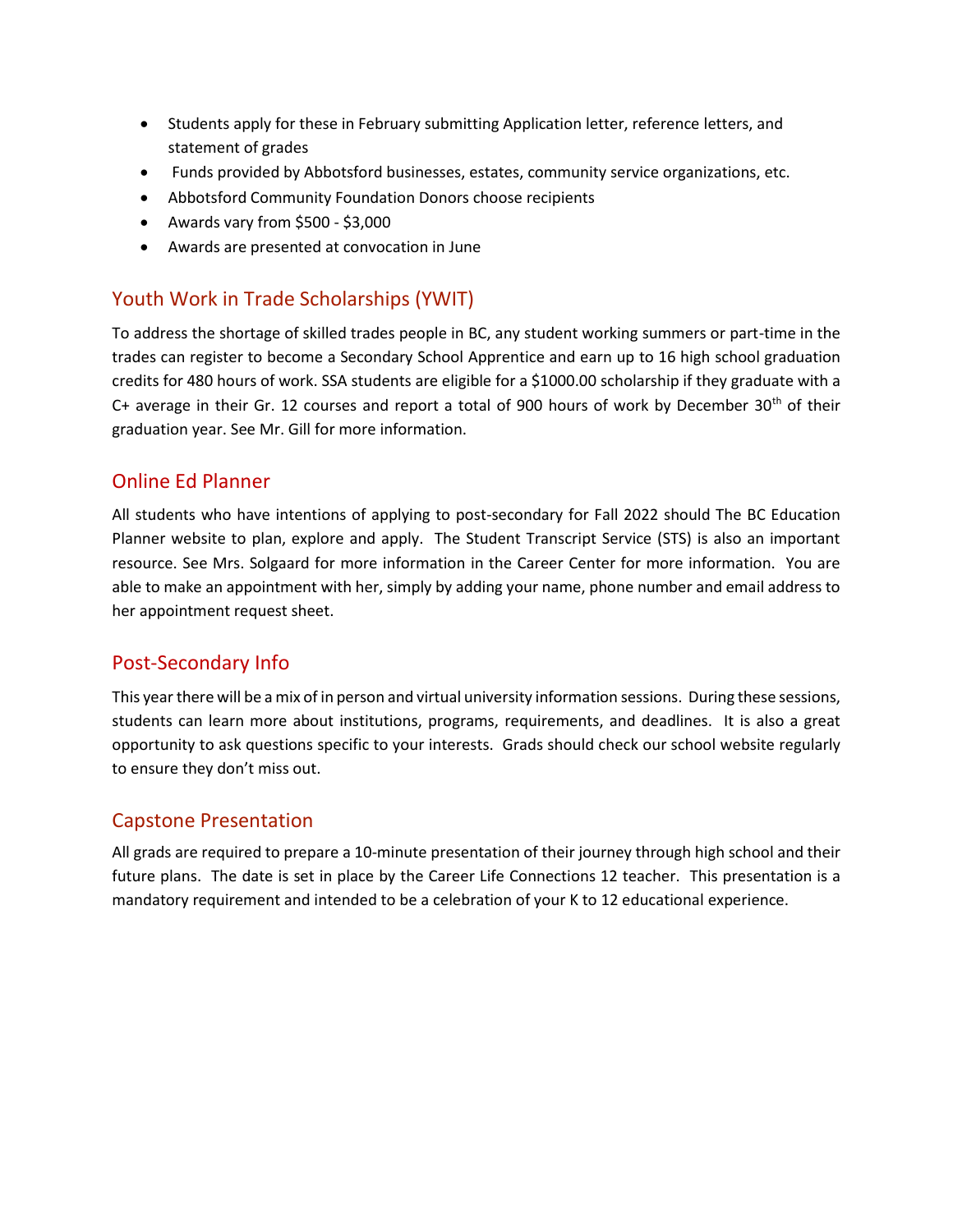- Students apply for these in February submitting Application letter, reference letters, and statement of grades
- Funds provided by Abbotsford businesses, estates, community service organizations, etc.
- Abbotsford Community Foundation Donors choose recipients
- Awards vary from $500 - $3,000
- Awards are presented at convocation in June

## Youth Work in Trade Scholarships (YWIT)

To address the shortage of skilled trades people in BC, any student working summers or part-time in the trades can register to become a Secondary School Apprentice and earn up to 16 high school graduation credits for 480 hours of work. SSA students are eligible for a $1000.00 scholarship if they graduate with a C+ average in their Gr. 12 courses and report a total of 900 hours of work by December 30th of their graduation year. See Mr. Gill for more information.

## Online Ed Planner

All students who have intentions of applying to post-secondary for Fall 2022 should The BC Education Planner website to plan, explore and apply. The Student Transcript Service (STS) is also an important resource. See Mrs. Solgaard for more information in the Career Center for more information. You are able to make an appointment with her, simply by adding your name, phone number and email address to her appointment request sheet.

## Post-Secondary Info

This year there will be a mix of in person and virtual university information sessions. During these sessions, students can learn more about institutions, programs, requirements, and deadlines. It is also a great opportunity to ask questions specific to your interests. Grads should check our school website regularly to ensure they don't miss out.

## Capstone Presentation

All grads are required to prepare a 10-minute presentation of their journey through high school and their future plans. The date is set in place by the Career Life Connections 12 teacher. This presentation is a mandatory requirement and intended to be a celebration of your K to 12 educational experience.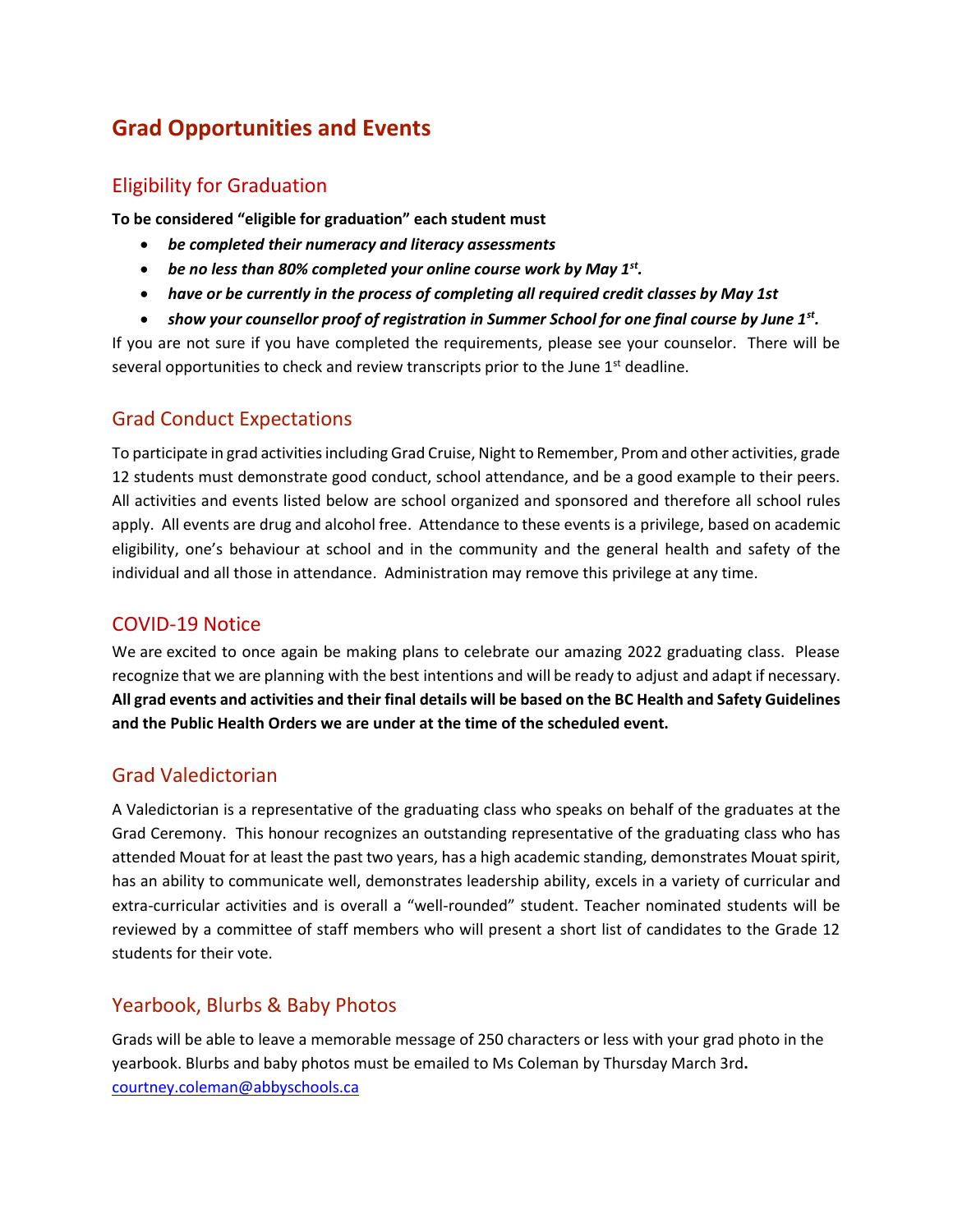# Grad Opportunities and Events

## Eligibility for Graduation

**To be considered "eligible for graduation" each student must**

- ***be completed their numeracy and literacy assessments***
- ***be no less than 80% completed your online course work by May 1st.***
- ***have or be currently in the process of completing all required credit classes by May 1st***
- ***show your counsellor proof of registration in Summer School for one final course by June 1st.***

If you are not sure if you have completed the requirements, please see your counselor. There will be several opportunities to check and review transcripts prior to the June 1st deadline.

## Grad Conduct Expectations

To participate in grad activities including Grad Cruise, Night to Remember, Prom and other activities, grade 12 students must demonstrate good conduct, school attendance, and be a good example to their peers. All activities and events listed below are school organized and sponsored and therefore all school rules apply. All events are drug and alcohol free. Attendance to these events is a privilege, based on academic eligibility, one's behaviour at school and in the community and the general health and safety of the individual and all those in attendance. Administration may remove this privilege at any time.

## COVID-19 Notice

We are excited to once again be making plans to celebrate our amazing 2022 graduating class. Please recognize that we are planning with the best intentions and will be ready to adjust and adapt if necessary. **All grad events and activities and their final details will be based on the BC Health and Safety Guidelines and the Public Health Orders we are under at the time of the scheduled event.**

## Grad Valedictorian

A Valedictorian is a representative of the graduating class who speaks on behalf of the graduates at the Grad Ceremony. This honour recognizes an outstanding representative of the graduating class who has attended Mouat for at least the past two years, has a high academic standing, demonstrates Mouat spirit, has an ability to communicate well, demonstrates leadership ability, excels in a variety of curricular and extra-curricular activities and is overall a "well-rounded" student. Teacher nominated students will be reviewed by a committee of staff members who will present a short list of candidates to the Grade 12 students for their vote.

## Yearbook, Blurbs & Baby Photos

Grads will be able to leave a memorable message of 250 characters or less with your grad photo in the yearbook. Blurbs and baby photos must be emailed to Ms Coleman by Thursday March 3rd**.**
courtney.coleman@abbyschools.ca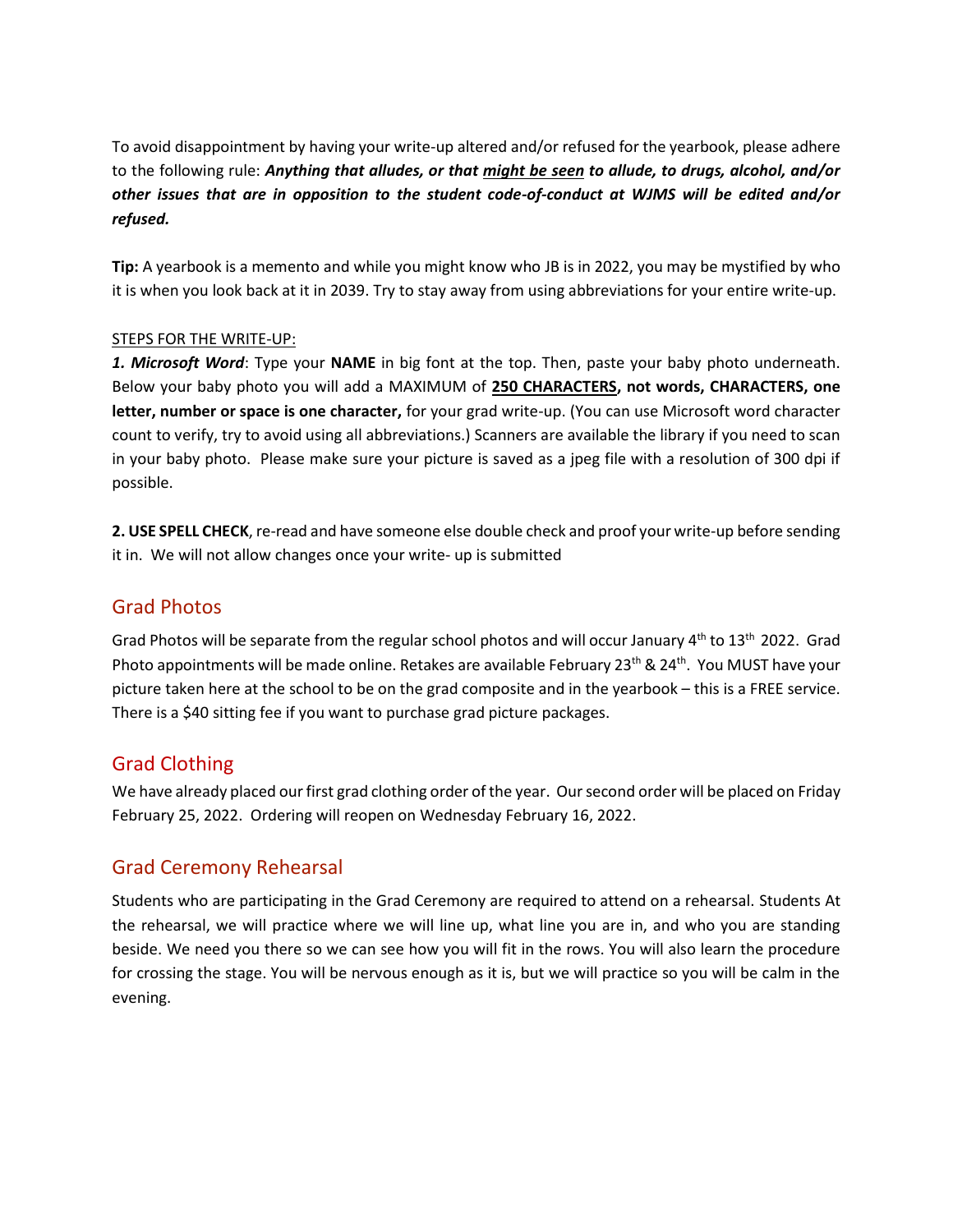To avoid disappointment by having your write-up altered and/or refused for the yearbook, please adhere to the following rule: ***Anything that alludes, or that might be seen to allude, to drugs, alcohol, and/or other issues that are in opposition to the student code-of-conduct at WJMS will be edited and/or refused.***

**Tip:** A yearbook is a memento and while you might know who JB is in 2022, you may be mystified by who it is when you look back at it in 2039. Try to stay away from using abbreviations for your entire write-up.

STEPS FOR THE WRITE-UP:

***1. Microsoft Word***: Type your **NAME** in big font at the top. Then, paste your baby photo underneath. Below your baby photo you will add a MAXIMUM of **250 CHARACTERS, not words, CHARACTERS, one letter, number or space is one character,** for your grad write-up. (You can use Microsoft word character count to verify, try to avoid using all abbreviations.) Scanners are available the library if you need to scan in your baby photo. Please make sure your picture is saved as a jpeg file with a resolution of 300 dpi if possible.

**2. USE SPELL CHECK**, re-read and have someone else double check and proof your write-up before sending it in. We will not allow changes once your write- up is submitted

## Grad Photos

Grad Photos will be separate from the regular school photos and will occur January 4th to 13th 2022. Grad Photo appointments will be made online. Retakes are available February 23rd & 24th. You MUST have your picture taken here at the school to be on the grad composite and in the yearbook – this is a FREE service. There is a $40 sitting fee if you want to purchase grad picture packages.

## Grad Clothing

We have already placed our first grad clothing order of the year. Our second order will be placed on Friday February 25, 2022. Ordering will reopen on Wednesday February 16, 2022.

## Grad Ceremony Rehearsal

Students who are participating in the Grad Ceremony are required to attend on a rehearsal. Students At the rehearsal, we will practice where we will line up, what line you are in, and who you are standing beside. We need you there so we can see how you will fit in the rows. You will also learn the procedure for crossing the stage. You will be nervous enough as it is, but we will practice so you will be calm in the evening.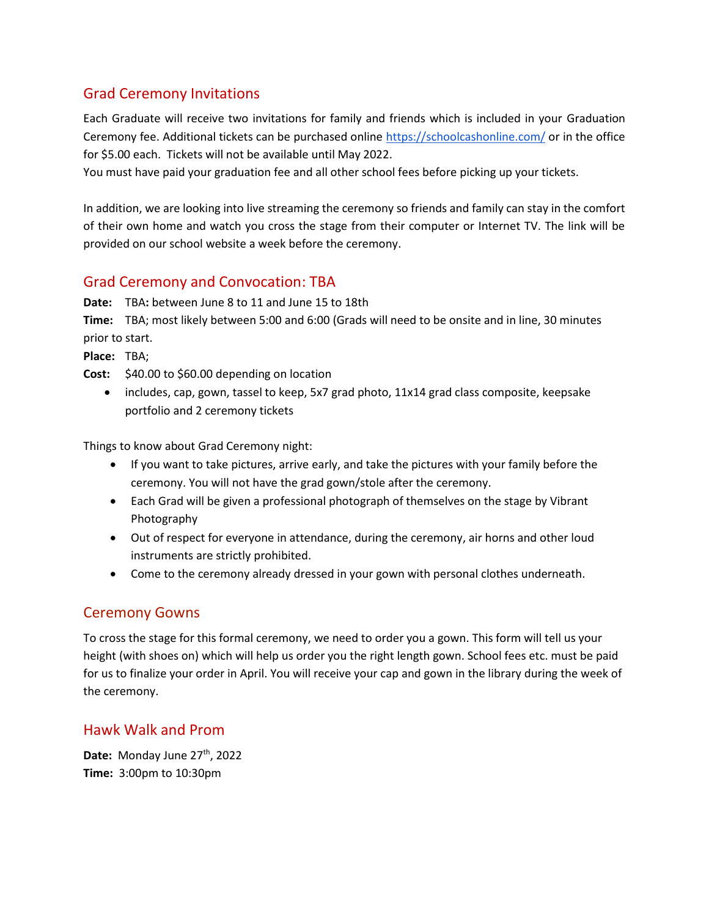## Grad Ceremony Invitations

Each Graduate will receive two invitations for family and friends which is included in your Graduation Ceremony fee. Additional tickets can be purchased online https://schoolcashonline.com/ or in the office for $5.00 each. Tickets will not be available until May 2022.
You must have paid your graduation fee and all other school fees before picking up your tickets.

In addition, we are looking into live streaming the ceremony so friends and family can stay in the comfort of their own home and watch you cross the stage from their computer or Internet TV. The link will be provided on our school website a week before the ceremony.

## Grad Ceremony and Convocation: TBA

**Date:** TBA**:** between June 8 to 11 and June 15 to 18th
**Time:** TBA; most likely between 5:00 and 6:00 (Grads will need to be onsite and in line, 30 minutes prior to start.
**Place:** TBA;
**Cost:** $40.00 to $60.00 depending on location

- includes, cap, gown, tassel to keep, 5x7 grad photo, 11x14 grad class composite, keepsake portfolio and 2 ceremony tickets

Things to know about Grad Ceremony night:

- If you want to take pictures, arrive early, and take the pictures with your family before the ceremony. You will not have the grad gown/stole after the ceremony.
- Each Grad will be given a professional photograph of themselves on the stage by Vibrant Photography
- Out of respect for everyone in attendance, during the ceremony, air horns and other loud instruments are strictly prohibited.
- Come to the ceremony already dressed in your gown with personal clothes underneath.

## Ceremony Gowns

To cross the stage for this formal ceremony, we need to order you a gown. This form will tell us your height (with shoes on) which will help us order you the right length gown. School fees etc. must be paid for us to finalize your order in April. You will receive your cap and gown in the library during the week of the ceremony.

## Hawk Walk and Prom

**Date:** Monday June 27th, 2022
**Time:** 3:00pm to 10:30pm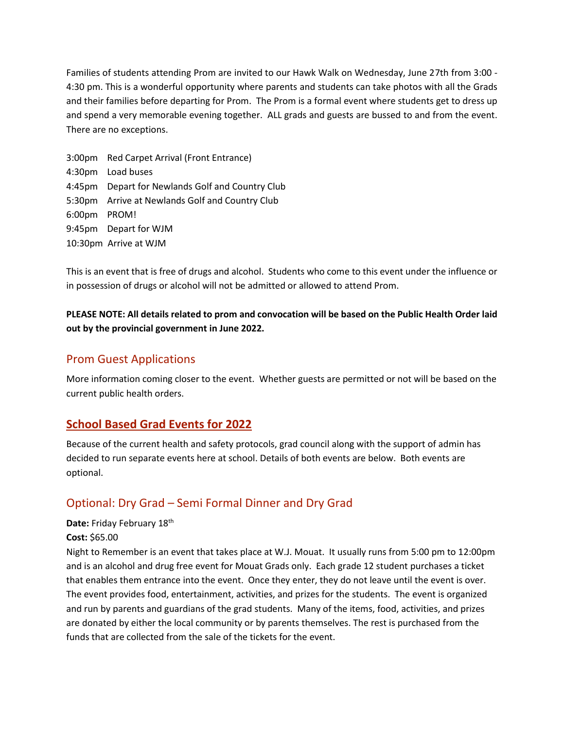Families of students attending Prom are invited to our Hawk Walk on Wednesday, June 27th from 3:00 - 4:30 pm. This is a wonderful opportunity where parents and students can take photos with all the Grads and their families before departing for Prom. The Prom is a formal event where students get to dress up and spend a very memorable evening together. ALL grads and guests are bussed to and from the event. There are no exceptions.

3:00pm Red Carpet Arrival (Front Entrance)
4:30pm Load buses
4:45pm Depart for Newlands Golf and Country Club
5:30pm Arrive at Newlands Golf and Country Club
6:00pm PROM!
9:45pm Depart for WJM
10:30pm Arrive at WJM

This is an event that is free of drugs and alcohol. Students who come to this event under the influence or in possession of drugs or alcohol will not be admitted or allowed to attend Prom.

**PLEASE NOTE: All details related to prom and convocation will be based on the Public Health Order laid out by the provincial government in June 2022.**

## Prom Guest Applications

More information coming closer to the event. Whether guests are permitted or not will be based on the current public health orders.

## School Based Grad Events for 2022

Because of the current health and safety protocols, grad council along with the support of admin has decided to run separate events here at school. Details of both events are below. Both events are optional.

## Optional: Dry Grad – Semi Formal Dinner and Dry Grad

**Date:** Friday February 18th
**Cost:** $65.00
Night to Remember is an event that takes place at W.J. Mouat. It usually runs from 5:00 pm to 12:00pm and is an alcohol and drug free event for Mouat Grads only. Each grade 12 student purchases a ticket that enables them entrance into the event. Once they enter, they do not leave until the event is over. The event provides food, entertainment, activities, and prizes for the students. The event is organized and run by parents and guardians of the grad students. Many of the items, food, activities, and prizes are donated by either the local community or by parents themselves. The rest is purchased from the funds that are collected from the sale of the tickets for the event.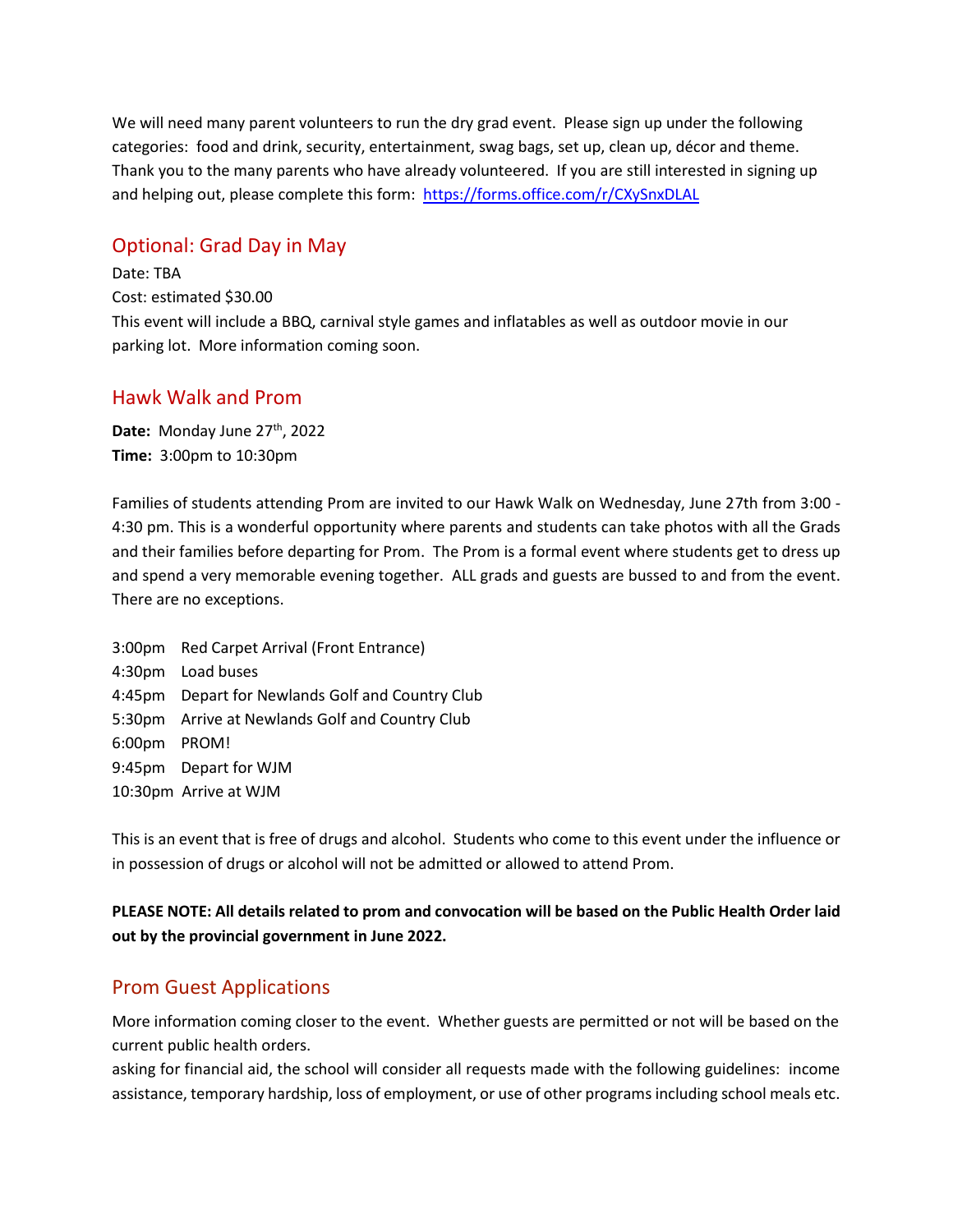We will need many parent volunteers to run the dry grad event. Please sign up under the following categories: food and drink, security, entertainment, swag bags, set up, clean up, décor and theme. Thank you to the many parents who have already volunteered. If you are still interested in signing up and helping out, please complete this form: [https://forms.office.com/r/CXySnxDLAL](https://forms.office.com/r/CXySnxDLAL)

## Optional: Grad Day in May

Date: TBA
Cost: estimated $30.00
This event will include a BBQ, carnival style games and inflatables as well as outdoor movie in our parking lot. More information coming soon.

## Hawk Walk and Prom

**Date:** Monday June 27th, 2022
**Time:** 3:00pm to 10:30pm

Families of students attending Prom are invited to our Hawk Walk on Wednesday, June 27th from 3:00 - 4:30 pm. This is a wonderful opportunity where parents and students can take photos with all the Grads and their families before departing for Prom. The Prom is a formal event where students get to dress up and spend a very memorable evening together. ALL grads and guests are bussed to and from the event. There are no exceptions.

3:00pm Red Carpet Arrival (Front Entrance)
4:30pm Load buses
4:45pm Depart for Newlands Golf and Country Club
5:30pm Arrive at Newlands Golf and Country Club
6:00pm PROM!
9:45pm Depart for WJM
10:30pm Arrive at WJM

This is an event that is free of drugs and alcohol. Students who come to this event under the influence or in possession of drugs or alcohol will not be admitted or allowed to attend Prom.

**PLEASE NOTE: All details related to prom and convocation will be based on the Public Health Order laid out by the provincial government in June 2022.**

## Prom Guest Applications

More information coming closer to the event. Whether guests are permitted or not will be based on the current public health orders.
asking for financial aid, the school will consider all requests made with the following guidelines: income assistance, temporary hardship, loss of employment, or use of other programs including school meals etc.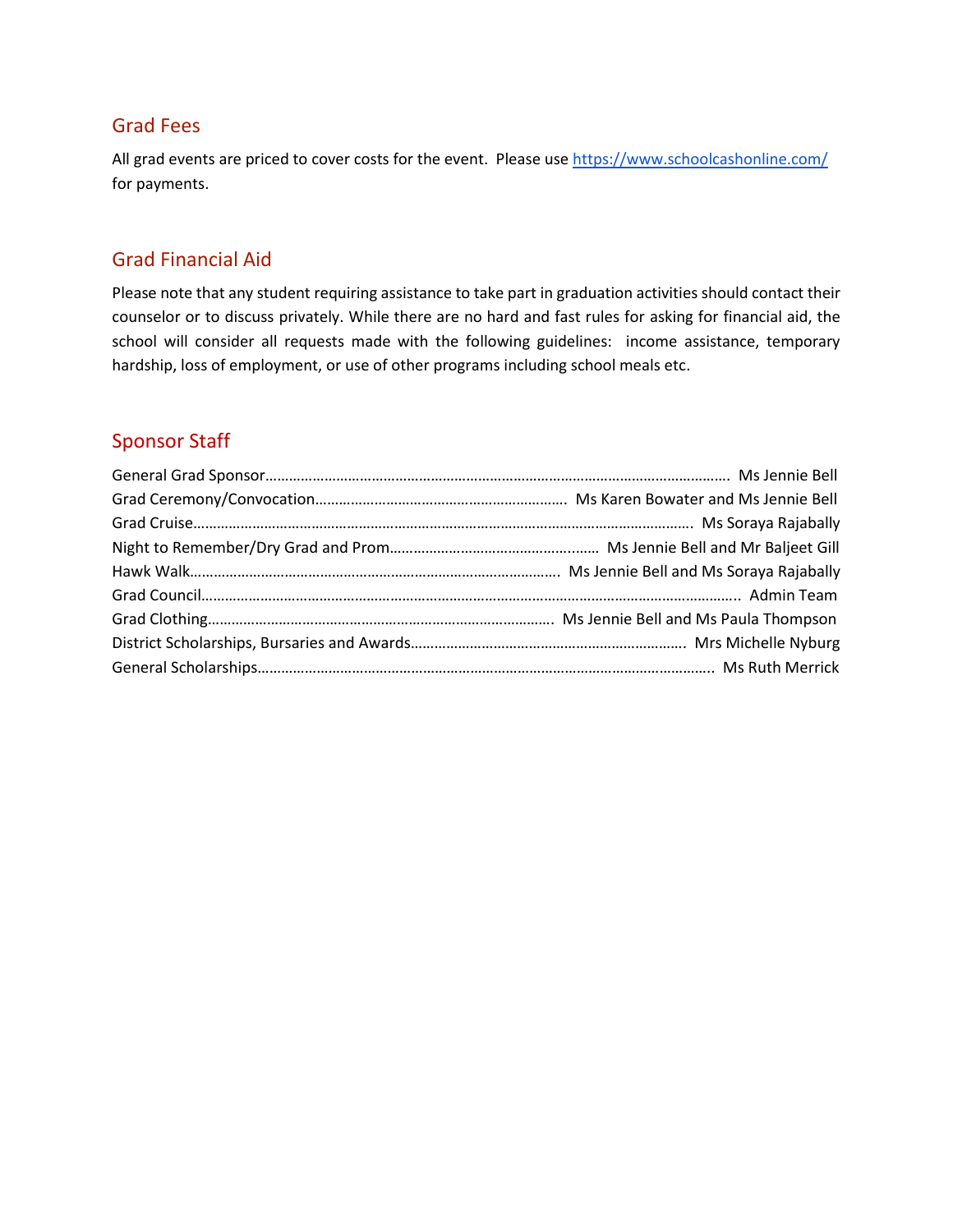## Grad Fees

All grad events are priced to cover costs for the event. Please use https://www.schoolcashonline.com/ for payments.

## Grad Financial Aid

Please note that any student requiring assistance to take part in graduation activities should contact their counselor or to discuss privately. While there are no hard and fast rules for asking for financial aid, the school will consider all requests made with the following guidelines: income assistance, temporary hardship, loss of employment, or use of other programs including school meals etc.

## Sponsor Staff

General Grad Sponsor…………………………………………………………………………………………………………. Ms Jennie Bell
Grad Ceremony/Convocation………………………………………………………. Ms Karen Bowater and Ms Jennie Bell
Grad Cruise……………………………………………………………………………………………………………………. Ms Soraya Rajabally
Night to Remember/Dry Grad and Prom……………………………………………… Ms Jennie Bell and Mr Baljeet Gill
Hawk Walk………………………………………………………………………………… Ms Jennie Bell and Ms Soraya Rajabally
Grad Council…………………………………………………………………………………………………………………….. Admin Team
Grad Clothing……………………………………………………………………………. Ms Jennie Bell and Ms Paula Thompson
District Scholarships, Bursaries and Awards……………………………………………………………. Mrs Michelle Nyburg
General Scholarships………………………………………………………………………………………………….. Ms Ruth Merrick